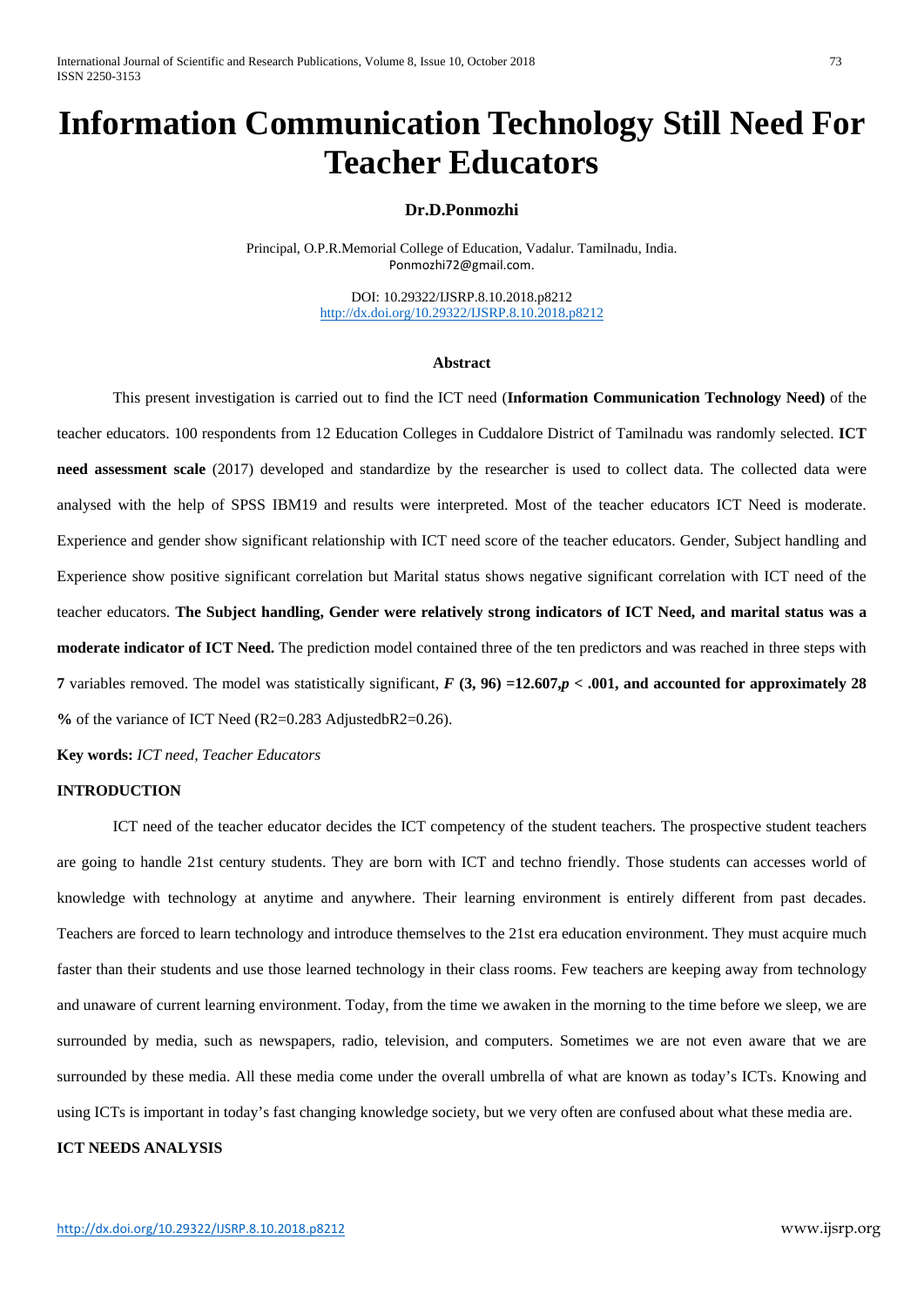# Information Communication Technology Still Need For Teacher Educators

**Dr.D.Ponmozhi**

Principal, O.P.R.Memorial College of Education, Vadalur. Tamilnadu, India.
Ponmozhi72@gmail.com.

DOI: 10.29322/IJSRP.8.10.2018.p8212
http://dx.doi.org/10.29322/IJSRP.8.10.2018.p8212

**Abstract**

This present investigation is carried out to find the ICT need (**Information Communication Technology Need)** of the teacher educators. 100 respondents from 12 Education Colleges in Cuddalore District of Tamilnadu was randomly selected. **ICT need assessment scale** (2017) developed and standardize by the researcher is used to collect data. The collected data were analysed with the help of SPSS IBM19 and results were interpreted. Most of the teacher educators ICT Need is moderate. Experience and gender show significant relationship with ICT need score of the teacher educators. Gender, Subject handling and Experience show positive significant correlation but Marital status shows negative significant correlation with ICT need of the teacher educators. **The Subject handling, Gender were relatively strong indicators of ICT Need, and marital status was a moderate indicator of ICT Need.** The prediction model contained three of the ten predictors and was reached in three steps with **7** variables removed. The model was statistically significant, $F$ **(3, 96) =12.607,** $p < .001$**, and accounted for approximately 28 %** of the variance of ICT Need ($R^2$=0.283 Adjusted $R^2$=0.26).

**Key words:** *ICT need, Teacher Educators*

## INTRODUCTION

ICT need of the teacher educator decides the ICT competency of the student teachers. The prospective student teachers are going to handle 21st century students. They are born with ICT and techno friendly. Those students can accesses world of knowledge with technology at anytime and anywhere. Their learning environment is entirely different from past decades. Teachers are forced to learn technology and introduce themselves to the 21st era education environment. They must acquire much faster than their students and use those learned technology in their class rooms. Few teachers are keeping away from technology and unaware of current learning environment. Today, from the time we awaken in the morning to the time before we sleep, we are surrounded by media, such as newspapers, radio, television, and computers. Sometimes we are not even aware that we are surrounded by these media. All these media come under the overall umbrella of what are known as today's ICTs. Knowing and using ICTs is important in today's fast changing knowledge society, but we very often are confused about what these media are.

## ICT NEEDS ANALYSIS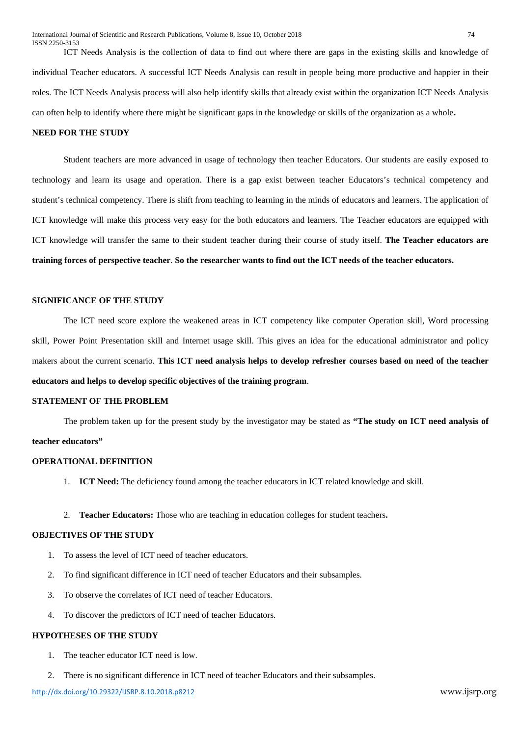ICT Needs Analysis is the collection of data to find out where there are gaps in the existing skills and knowledge of individual Teacher educators. A successful ICT Needs Analysis can result in people being more productive and happier in their roles. The ICT Needs Analysis process will also help identify skills that already exist within the organization ICT Needs Analysis can often help to identify where there might be significant gaps in the knowledge or skills of the organization as a whole**.**

## NEED FOR THE STUDY

Student teachers are more advanced in usage of technology then teacher Educators. Our students are easily exposed to technology and learn its usage and operation. There is a gap exist between teacher Educators's technical competency and student's technical competency. There is shift from teaching to learning in the minds of educators and learners. The application of ICT knowledge will make this process very easy for the both educators and learners. The Teacher educators are equipped with ICT knowledge will transfer the same to their student teacher during their course of study itself. **The Teacher educators are training forces of perspective teacher**. **So the researcher wants to find out the ICT needs of the teacher educators.**

## SIGNIFICANCE OF THE STUDY

The ICT need score explore the weakened areas in ICT competency like computer Operation skill, Word processing skill, Power Point Presentation skill and Internet usage skill. This gives an idea for the educational administrator and policy makers about the current scenario. **This ICT need analysis helps to develop refresher courses based on need of the teacher educators and helps to develop specific objectives of the training program**.

## STATEMENT OF THE PROBLEM

The problem taken up for the present study by the investigator may be stated as **"The study on ICT need analysis of teacher educators"**

## OPERATIONAL DEFINITION

1. **ICT Need:** The deficiency found among the teacher educators in ICT related knowledge and skill.
2. **Teacher Educators:** Those who are teaching in education colleges for student teachers**.**

## OBJECTIVES OF THE STUDY

1. To assess the level of ICT need of teacher educators.
2. To find significant difference in ICT need of teacher Educators and their subsamples.
3. To observe the correlates of ICT need of teacher Educators.
4. To discover the predictors of ICT need of teacher Educators.

## HYPOTHESES OF THE STUDY

1. The teacher educator ICT need is low.
2. There is no significant difference in ICT need of teacher Educators and their subsamples.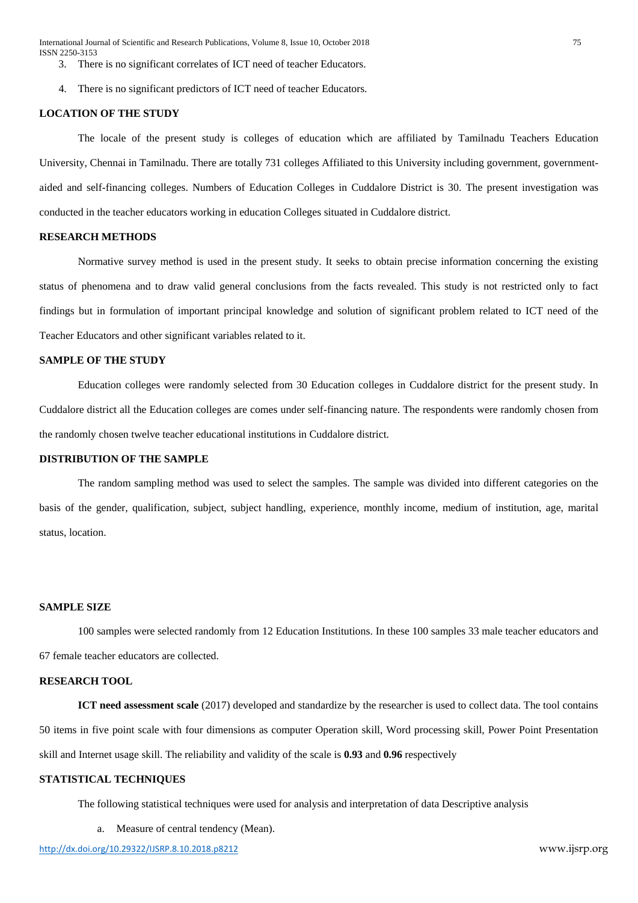3. There is no significant correlates of ICT need of teacher Educators.

4. There is no significant predictors of ICT need of teacher Educators.

## LOCATION OF THE STUDY

The locale of the present study is colleges of education which are affiliated by Tamilnadu Teachers Education University, Chennai in Tamilnadu. There are totally 731 colleges Affiliated to this University including government, government-aided and self-financing colleges. Numbers of Education Colleges in Cuddalore District is 30. The present investigation was conducted in the teacher educators working in education Colleges situated in Cuddalore district.

## RESEARCH METHODS

Normative survey method is used in the present study. It seeks to obtain precise information concerning the existing status of phenomena and to draw valid general conclusions from the facts revealed. This study is not restricted only to fact findings but in formulation of important principal knowledge and solution of significant problem related to ICT need of the Teacher Educators and other significant variables related to it.

## SAMPLE OF THE STUDY

Education colleges were randomly selected from 30 Education colleges in Cuddalore district for the present study. In Cuddalore district all the Education colleges are comes under self-financing nature. The respondents were randomly chosen from the randomly chosen twelve teacher educational institutions in Cuddalore district.

## DISTRIBUTION OF THE SAMPLE

The random sampling method was used to select the samples. The sample was divided into different categories on the basis of the gender, qualification, subject, subject handling, experience, monthly income, medium of institution, age, marital status, location.

## SAMPLE SIZE

100 samples were selected randomly from 12 Education Institutions. In these 100 samples 33 male teacher educators and 67 female teacher educators are collected.

## RESEARCH TOOL

**ICT need assessment scale** (2017) developed and standardize by the researcher is used to collect data. The tool contains 50 items in five point scale with four dimensions as computer Operation skill, Word processing skill, Power Point Presentation skill and Internet usage skill. The reliability and validity of the scale is **0.93** and **0.96** respectively

## STATISTICAL TECHNIQUES

The following statistical techniques were used for analysis and interpretation of data Descriptive analysis

a. Measure of central tendency (Mean).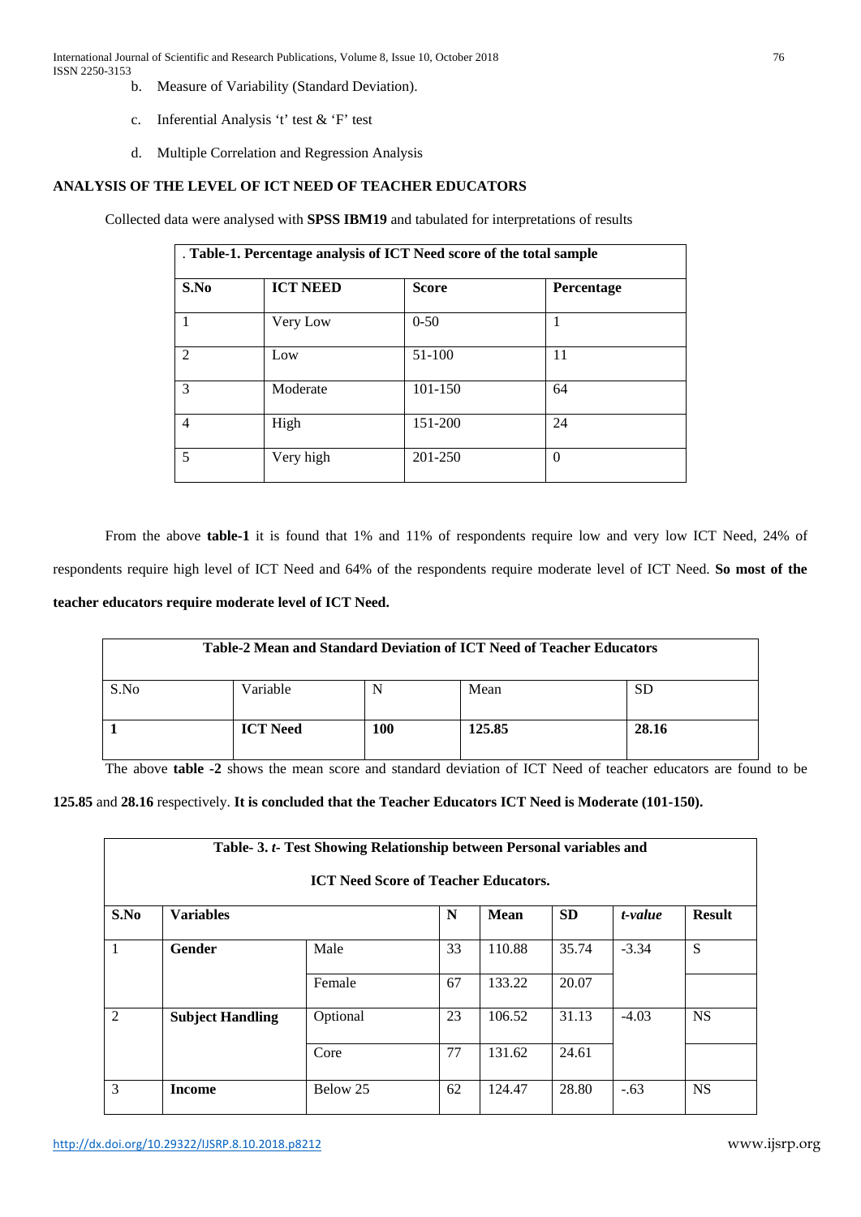b. Measure of Variability (Standard Deviation).

c. Inferential Analysis 't' test & 'F' test

d. Multiple Correlation and Regression Analysis

## ANALYSIS OF THE LEVEL OF ICT NEED OF TEACHER EDUCATORS

Collected data were analysed with **SPSS IBM19** and tabulated for interpretations of results

. **Table-1. Percentage analysis of ICT Need score of the total sample**

| S.No | ICT NEED | Score | Percentage |
|---|---|---|---|
| 1 | Very Low | 0-50 | 1 |
| 2 | Low | 51-100 | 11 |
| 3 | Moderate | 101-150 | 64 |
| 4 | High | 151-200 | 24 |
| 5 | Very high | 201-250 | 0 |

From the above **table-1** it is found that 1% and 11% of respondents require low and very low ICT Need, 24% of respondents require high level of ICT Need and 64% of the respondents require moderate level of ICT Need. **So most of the teacher educators require moderate level of ICT Need.**

**Table-2 Mean and Standard Deviation of ICT Need of Teacher Educators**

| S.No | Variable | N | Mean | SD |
|---|---|---|---|---|
| **1** | **ICT Need** | **100** | **125.85** | **28.16** |

The above **table -2** shows the mean score and standard deviation of ICT Need of teacher educators are found to be **125.85** and **28.16** respectively. **It is concluded that the Teacher Educators ICT Need is Moderate (101-150).**

**Table- 3. *t*- Test Showing Relationship between Personal variables and ICT Need Score of Teacher Educators.**

| S.No | Variables | | N | Mean | SD | *t-value* | Result |
|---|---|---|---|---|---|---|---|
| 1 | **Gender** | Male | 33 | 110.88 | 35.74 | -3.34 | S |
| | | Female | 67 | 133.22 | 20.07 | | |
| 2 | **Subject Handling** | Optional | 23 | 106.52 | 31.13 | -4.03 | NS |
| | | Core | 77 | 131.62 | 24.61 | | |
| 3 | **Income** | Below 25 | 62 | 124.47 | 28.80 | -.63 | NS |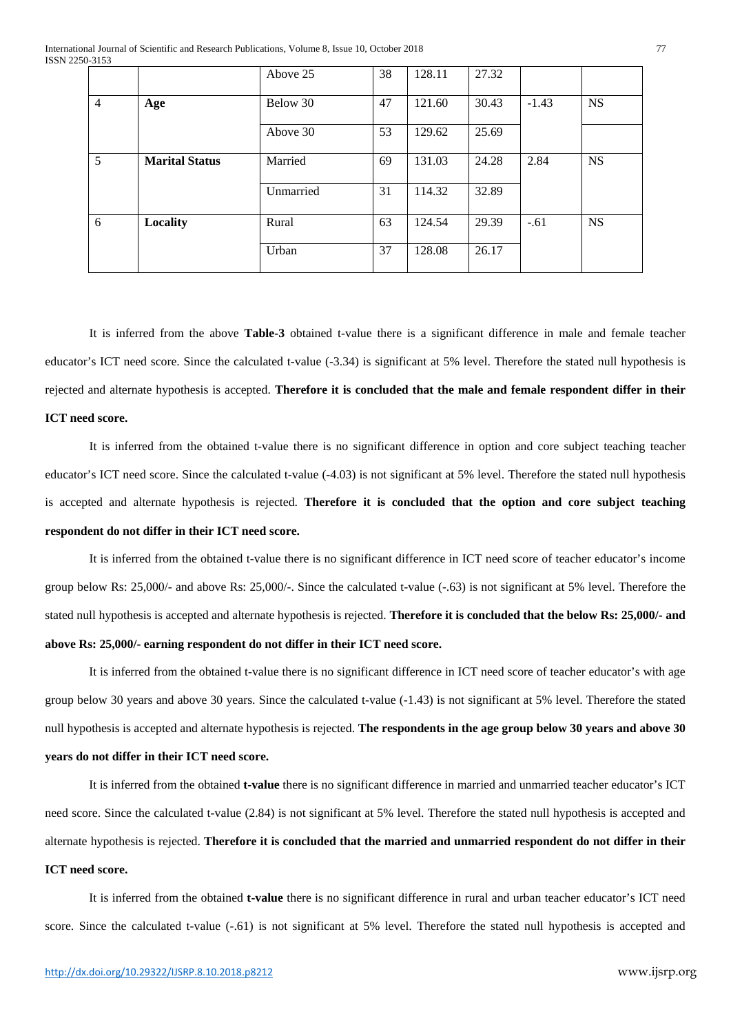| | | | | | | | |
|---|---|---|---|---|---|---|---|
| | | Above 25 | 38 | 128.11 | 27.32 | | |
| 4 | **Age** | Below 30 | 47 | 121.60 | 30.43 | -1.43 | NS |
| | | Above 30 | 53 | 129.62 | 25.69 | | |
| 5 | **Marital Status** | Married | 69 | 131.03 | 24.28 | 2.84 | NS |
| | | Unmarried | 31 | 114.32 | 32.89 | | |
| 6 | **Locality** | Rural | 63 | 124.54 | 29.39 | -.61 | NS |
| | | Urban | 37 | 128.08 | 26.17 | | |

It is inferred from the above **Table-3** obtained t-value there is a significant difference in male and female teacher educator's ICT need score. Since the calculated t-value (-3.34) is significant at 5% level. Therefore the stated null hypothesis is rejected and alternate hypothesis is accepted. **Therefore it is concluded that the male and female respondent differ in their ICT need score.**

It is inferred from the obtained t-value there is no significant difference in option and core subject teaching teacher educator's ICT need score. Since the calculated t-value (-4.03) is not significant at 5% level. Therefore the stated null hypothesis is accepted and alternate hypothesis is rejected. **Therefore it is concluded that the option and core subject teaching respondent do not differ in their ICT need score.**

It is inferred from the obtained t-value there is no significant difference in ICT need score of teacher educator's income group below Rs: 25,000/- and above Rs: 25,000/-. Since the calculated t-value (-.63) is not significant at 5% level. Therefore the stated null hypothesis is accepted and alternate hypothesis is rejected. **Therefore it is concluded that the below Rs: 25,000/- and above Rs: 25,000/- earning respondent do not differ in their ICT need score.**

It is inferred from the obtained t-value there is no significant difference in ICT need score of teacher educator's with age group below 30 years and above 30 years. Since the calculated t-value (-1.43) is not significant at 5% level. Therefore the stated null hypothesis is accepted and alternate hypothesis is rejected. **The respondents in the age group below 30 years and above 30 years do not differ in their ICT need score.**

It is inferred from the obtained **t-value** there is no significant difference in married and unmarried teacher educator's ICT need score. Since the calculated t-value (2.84) is not significant at 5% level. Therefore the stated null hypothesis is accepted and alternate hypothesis is rejected. **Therefore it is concluded that the married and unmarried respondent do not differ in their ICT need score.**

It is inferred from the obtained **t-value** there is no significant difference in rural and urban teacher educator's ICT need score. Since the calculated t-value (-.61) is not significant at 5% level. Therefore the stated null hypothesis is accepted and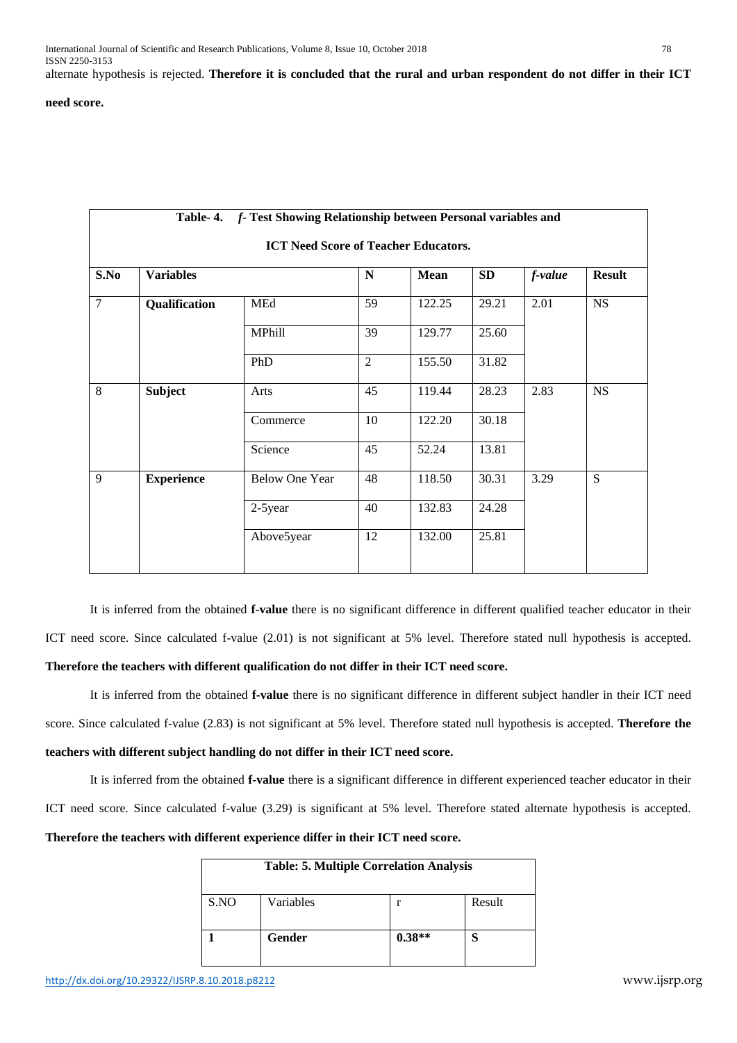alternate hypothesis is rejected. **Therefore it is concluded that the rural and urban respondent do not differ in their ICT need score.**

**Table- 4. *f*- Test Showing Relationship between Personal variables and ICT Need Score of Teacher Educators.**

| S.No | Variables | | N | Mean | SD | *f-value* | Result |
|---|---|---|---|---|---|---|---|
| 7 | **Qualification** | MEd | 59 | 122.25 | 29.21 | 2.01 | NS |
| | | MPhill | 39 | 129.77 | 25.60 | | |
| | | PhD | 2 | 155.50 | 31.82 | | |
| 8 | **Subject** | Arts | 45 | 119.44 | 28.23 | 2.83 | NS |
| | | Commerce | 10 | 122.20 | 30.18 | | |
| | | Science | 45 | 52.24 | 13.81 | | |
| 9 | **Experience** | Below One Year | 48 | 118.50 | 30.31 | 3.29 | S |
| | | 2-5year | 40 | 132.83 | 24.28 | | |
| | | Above5year | 12 | 132.00 | 25.81 | | |

It is inferred from the obtained **f-value** there is no significant difference in different qualified teacher educator in their ICT need score. Since calculated f-value (2.01) is not significant at 5% level. Therefore stated null hypothesis is accepted. **Therefore the teachers with different qualification do not differ in their ICT need score.**

It is inferred from the obtained **f-value** there is no significant difference in different subject handler in their ICT need score. Since calculated f-value (2.83) is not significant at 5% level. Therefore stated null hypothesis is accepted. **Therefore the teachers with different subject handling do not differ in their ICT need score.**

It is inferred from the obtained **f-value** there is a significant difference in different experienced teacher educator in their ICT need score. Since calculated f-value (3.29) is significant at 5% level. Therefore stated alternate hypothesis is accepted. **Therefore the teachers with different experience differ in their ICT need score.**

**Table: 5. Multiple Correlation Analysis**

| S.NO | Variables | r | Result |
|---|---|---|---|
| **1** | **Gender** | **0.38**** | **S** |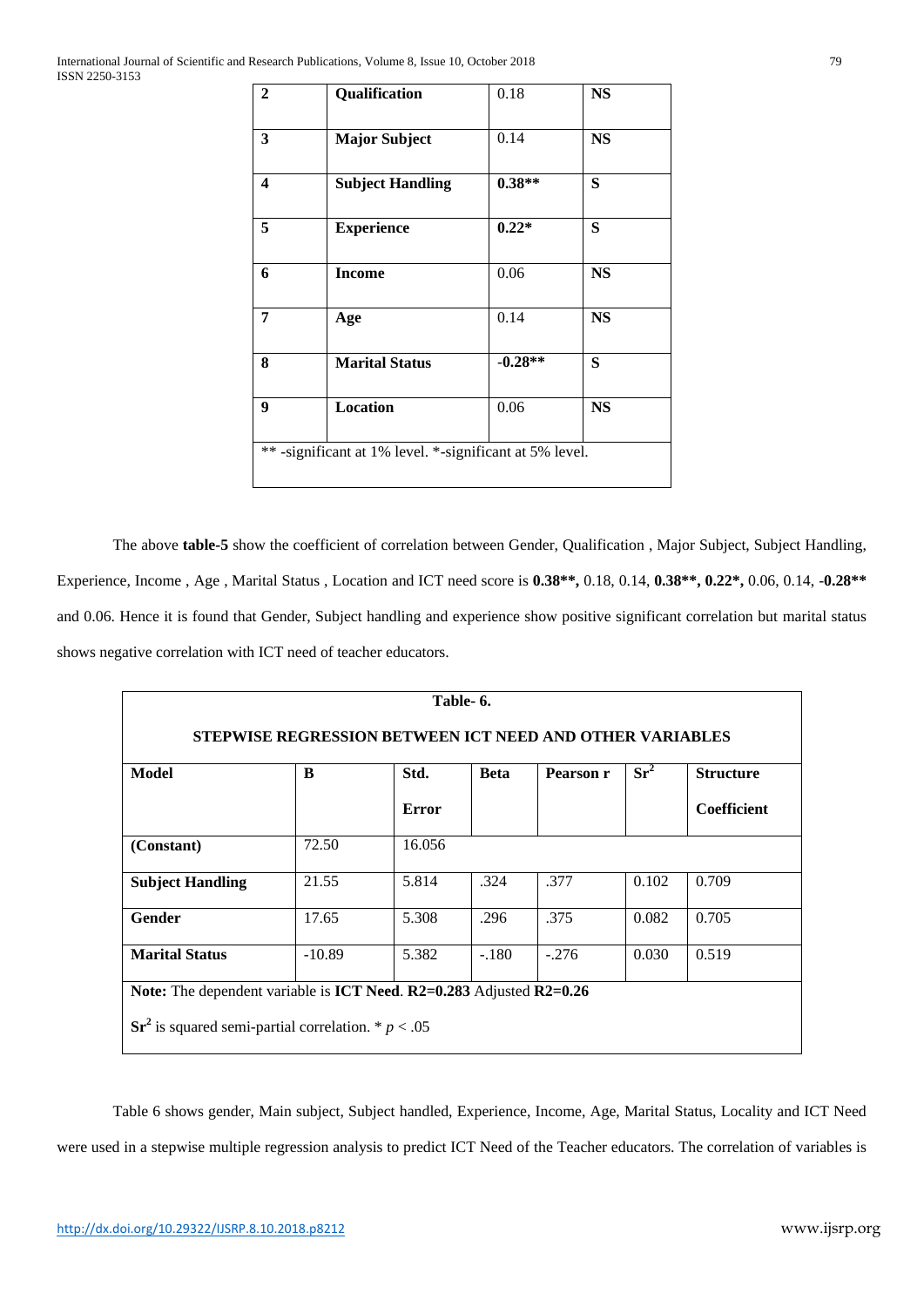| | | | |
|---|---|---|---|
| **2** | **Qualification** | 0.18 | **NS** |
| **3** | **Major Subject** | 0.14 | **NS** |
| **4** | **Subject Handling** | **0.38**** | **S** |
| **5** | **Experience** | **0.22*** | **S** |
| **6** | **Income** | 0.06 | **NS** |
| **7** | **Age** | 0.14 | **NS** |
| **8** | **Marital Status** | **-0.28**** | **S** |
| **9** | **Location** | 0.06 | **NS** |
| ** -significant at 1% level. *-significant at 5% level. | | | |

The above **table-5** show the coefficient of correlation between Gender, Qualification , Major Subject, Subject Handling, Experience, Income , Age , Marital Status , Location and ICT need score is **0.38****, 0.18, 0.14, **0.38****, **0.22***, 0.06, 0.14, **-0.28**** and 0.06. Hence it is found that Gender, Subject handling and experience show positive significant correlation but marital status shows negative correlation with ICT need of teacher educators.

**Table- 6.**

**STEPWISE REGRESSION BETWEEN ICT NEED AND OTHER VARIABLES**

| **Model** | **B** | **Std. Error** | **Beta** | **Pearson r** | **$Sr^2$** | **Structure Coefficient** |
|---|---|---|---|---|---|---|
| **(Constant)** | 72.50 | 16.056 | | | | |
| **Subject Handling** | 21.55 | 5.814 | .324 | .377 | 0.102 | 0.709 |
| **Gender** | 17.65 | 5.308 | .296 | .375 | 0.082 | 0.705 |
| **Marital Status** | -10.89 | 5.382 | -.180 | -.276 | 0.030 | 0.519 |

**Note:** The dependent variable is **ICT Need**. **R2=0.283** Adjusted **R2=0.26**

**$Sr^2$** is squared semi-partial correlation. * $p < .05$

Table 6 shows gender, Main subject, Subject handled, Experience, Income, Age, Marital Status, Locality and ICT Need were used in a stepwise multiple regression analysis to predict ICT Need of the Teacher educators. The correlation of variables is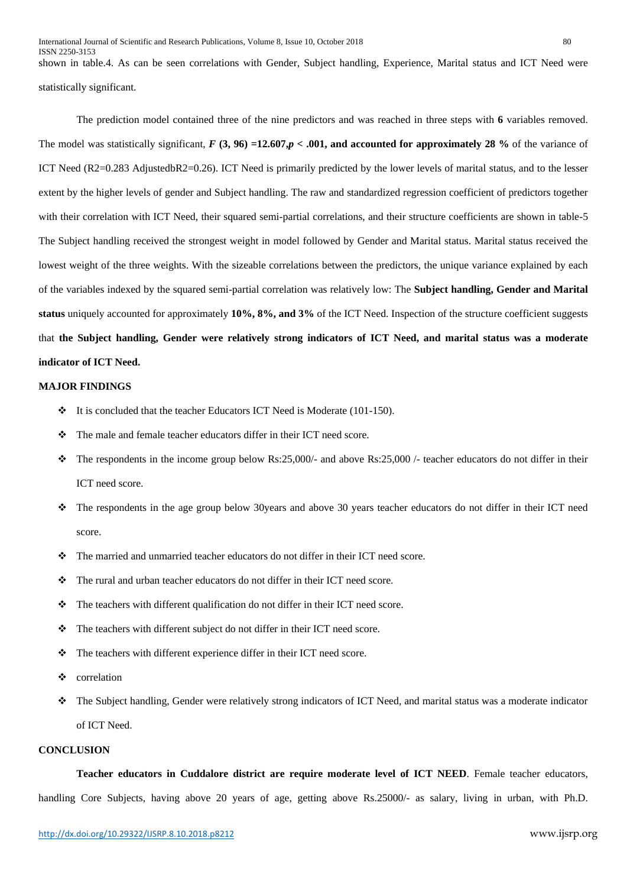shown in table.4. As can be seen correlations with Gender, Subject handling, Experience, Marital status and ICT Need were statistically significant.

The prediction model contained three of the nine predictors and was reached in three steps with **6** variables removed. The model was statistically significant, ***F*** **(3, 96) =12.607,*p* < .001, and accounted for approximately 28 %** of the variance of ICT Need (R2=0.283 AdjustedbR2=0.26). ICT Need is primarily predicted by the lower levels of marital status, and to the lesser extent by the higher levels of gender and Subject handling. The raw and standardized regression coefficient of predictors together with their correlation with ICT Need, their squared semi-partial correlations, and their structure coefficients are shown in table-5 The Subject handling received the strongest weight in model followed by Gender and Marital status. Marital status received the lowest weight of the three weights. With the sizeable correlations between the predictors, the unique variance explained by each of the variables indexed by the squared semi-partial correlation was relatively low: The **Subject handling, Gender and Marital status** uniquely accounted for approximately **10%, 8%, and 3%** of the ICT Need. Inspection of the structure coefficient suggests that **the Subject handling, Gender were relatively strong indicators of ICT Need, and marital status was a moderate indicator of ICT Need.**

## MAJOR FINDINGS

- It is concluded that the teacher Educators ICT Need is Moderate (101-150).
- The male and female teacher educators differ in their ICT need score.
- The respondents in the income group below Rs:25,000/- and above Rs:25,000 /- teacher educators do not differ in their ICT need score.
- The respondents in the age group below 30years and above 30 years teacher educators do not differ in their ICT need score.
- The married and unmarried teacher educators do not differ in their ICT need score.
- The rural and urban teacher educators do not differ in their ICT need score.
- The teachers with different qualification do not differ in their ICT need score.
- The teachers with different subject do not differ in their ICT need score.
- The teachers with different experience differ in their ICT need score.
- correlation
- The Subject handling, Gender were relatively strong indicators of ICT Need, and marital status was a moderate indicator of ICT Need.

## CONCLUSION

**Teacher educators in Cuddalore district are require moderate level of ICT NEED**. Female teacher educators, handling Core Subjects, having above 20 years of age, getting above Rs.25000/- as salary, living in urban, with Ph.D.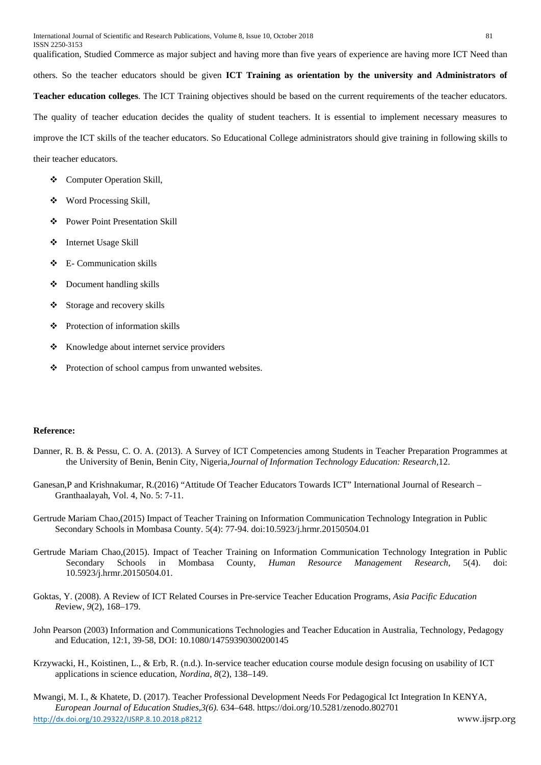qualification, Studied Commerce as major subject and having more than five years of experience are having more ICT Need than others. So the teacher educators should be given **ICT Training as orientation by the university and Administrators of Teacher education colleges**. The ICT Training objectives should be based on the current requirements of the teacher educators. The quality of teacher education decides the quality of student teachers. It is essential to implement necessary measures to improve the ICT skills of the teacher educators. So Educational College administrators should give training in following skills to their teacher educators.

- Computer Operation Skill,
- Word Processing Skill,
- Power Point Presentation Skill
- Internet Usage Skill
- E- Communication skills
- Document handling skills
- Storage and recovery skills
- Protection of information skills
- Knowledge about internet service providers
- Protection of school campus from unwanted websites.

**Reference:**

Danner, R. B. & Pessu, C. O. A. (2013). A Survey of ICT Competencies among Students in Teacher Preparation Programmes at the University of Benin, Benin City, Nigeria,*Journal of Information Technology Education: Research,*12.

Ganesan,P and Krishnakumar, R.(2016) "Attitude Of Teacher Educators Towards ICT" International Journal of Research – Granthaalayah, Vol. 4, No. 5: 7-11.

Gertrude Mariam Chao,(2015) Impact of Teacher Training on Information Communication Technology Integration in Public Secondary Schools in Mombasa County. 5(4): 77-94. doi:10.5923/j.hrmr.20150504.01

Gertrude Mariam Chao,(2015). Impact of Teacher Training on Information Communication Technology Integration in Public Secondary Schools in Mombasa County, *Human Resource Management Research*, 5(4). doi: 10.5923/j.hrmr.20150504.01.

Goktas, Y. (2008). A Review of ICT Related Courses in Pre-service Teacher Education Programs, *Asia Pacific Education Review*, *9*(2), 168–179.

John Pearson (2003) Information and Communications Technologies and Teacher Education in Australia, Technology, Pedagogy and Education, 12:1, 39-58, DOI: 10.1080/14759390300200145

Krzywacki, H., Koistinen, L., & Erb, R. (n.d.). In-service teacher education course module design focusing on usability of ICT applications in science education, *Nordina*, *8*(2), 138–149.

Mwangi, M. I., & Khatete, D. (2017). Teacher Professional Development Needs For Pedagogical Ict Integration In KENYA, *European Journal of Education Studies,3(6).* 634–648. https://doi.org/10.5281/zenodo.802701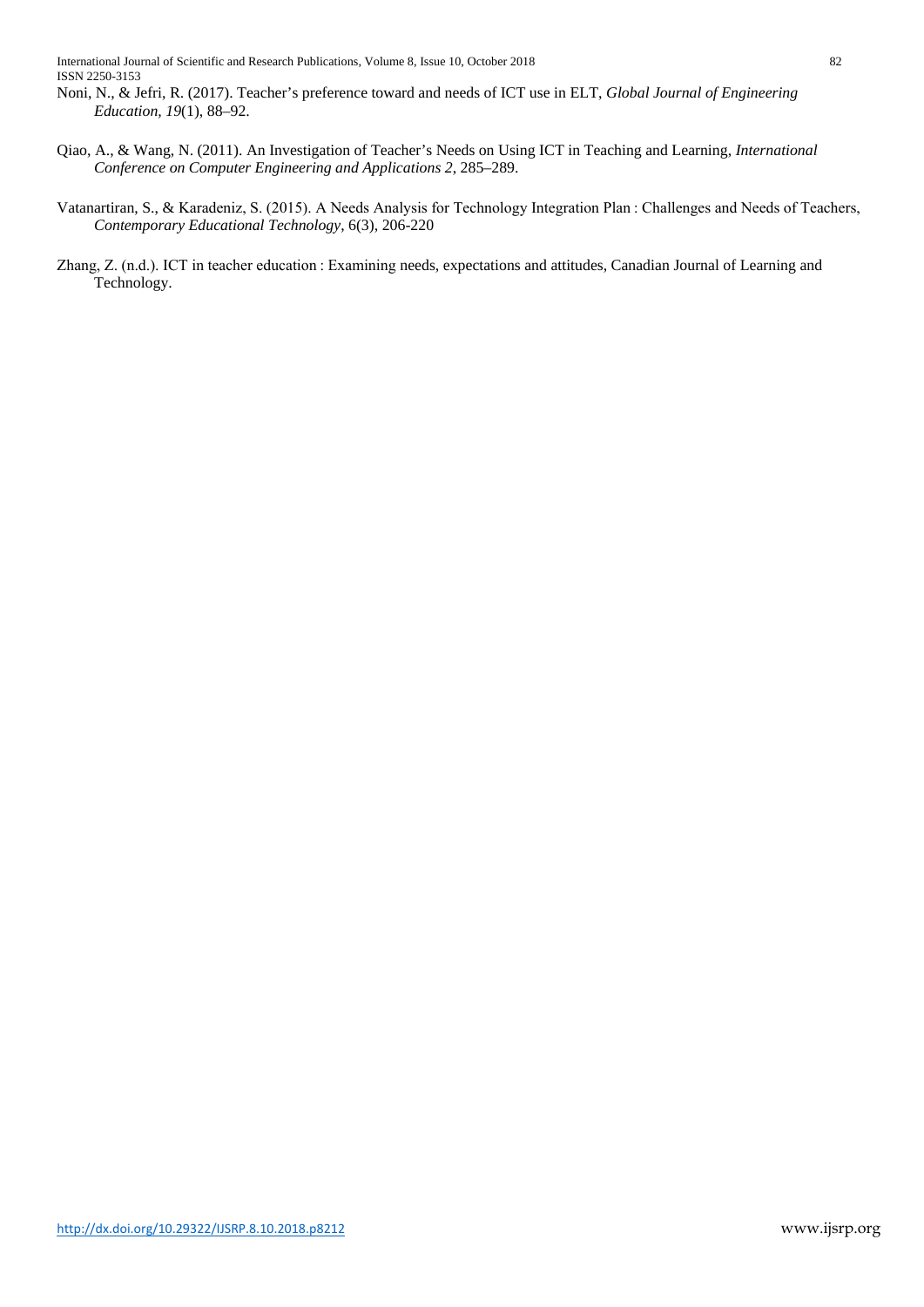Noni, N., & Jefri, R. (2017). Teacher's preference toward and needs of ICT use in ELT, *Global Journal of Engineering Education, 19*(1), 88–92.

Qiao, A., & Wang, N. (2011). An Investigation of Teacher's Needs on Using ICT in Teaching and Learning, *International Conference on Computer Engineering and Applications 2*, 285–289.

Vatanartiran, S., & Karadeniz, S. (2015). A Needs Analysis for Technology Integration Plan : Challenges and Needs of Teachers, *Contemporary Educational Technology*, 6(3), 206-220

Zhang, Z. (n.d.). ICT in teacher education : Examining needs, expectations and attitudes, Canadian Journal of Learning and Technology.